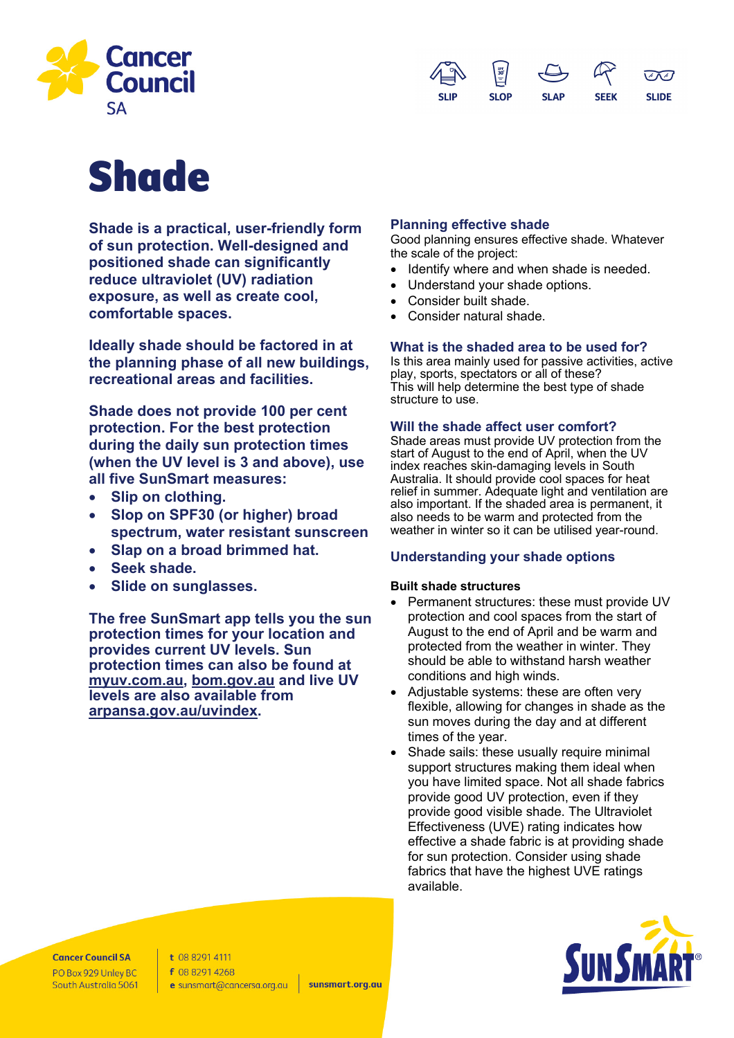# Shade

**Shade is a practical, user-friendly form of sun protection. Well-designed and positioned shade can significantly reduce ultraviolet (UV) radiation exposure, as well as create cool, comfortable spaces.**

**Ideally shade should be factored in at the planning phase of all new buildings, recreational areas and facilities.**

**Shade does not provide 100 per cent protection. For the best protection during the daily sun protection times (when the UV level is 3 and above), use all five SunSmart measures:**

- **Slip on clothing.**
- **Slop on SPF30 (or higher) broad spectrum, water resistant sunscreen**
- **Slap on a broad brimmed hat.**
- **Seek shade.**
- **Slide on sunglasses.**

**The free SunSmart app tells you the sun protection times for your location and provides current UV levels. Sun protection times can also be found at myuv.com.au, bom.gov.au and live UV levels are also available from arpansa.gov.au/uvindex.**

## Planning effective shade

Good planning ensures effective shade. Whatever the scale of the project:

- Identify where and when shade is needed.
- Understand your shade options.
- Consider built shade.
- Consider natural shade.

## What is the shaded area to be used for?

Is this area mainly used for passive activities, active play, sports, spectators or all of these?
This will help determine the best type of shade structure to use.

## Will the shade affect user comfort?

Shade areas must provide UV protection from the start of August to the end of April, when the UV index reaches skin-damaging levels in South Australia. It should provide cool spaces for heat relief in summer. Adequate light and ventilation are also important. If the shaded area is permanent, it also needs to be warm and protected from the weather in winter so it can be utilised year-round.

## Understanding your shade options

### Built shade structures

- Permanent structures: these must provide UV protection and cool spaces from the start of August to the end of April and be warm and protected from the weather in winter. They should be able to withstand harsh weather conditions and high winds.
- Adjustable systems: these are often very flexible, allowing for changes in shade as the sun moves during the day and at different times of the year.
- Shade sails: these usually require minimal support structures making them ideal when you have limited space. Not all shade fabrics provide good UV protection, even if they provide good visible shade. The Ultraviolet Effectiveness (UVE) rating indicates how effective a shade fabric is at providing shade for sun protection. Consider using shade fabrics that have the highest UVE ratings available.

**Cancer Council SA**
PO Box 929 Unley BC
South Australia 5061

t 08 8291 4111
f 08 8291 4268
e sunsmart@cancersa.org.au

**sunsmart.org.au**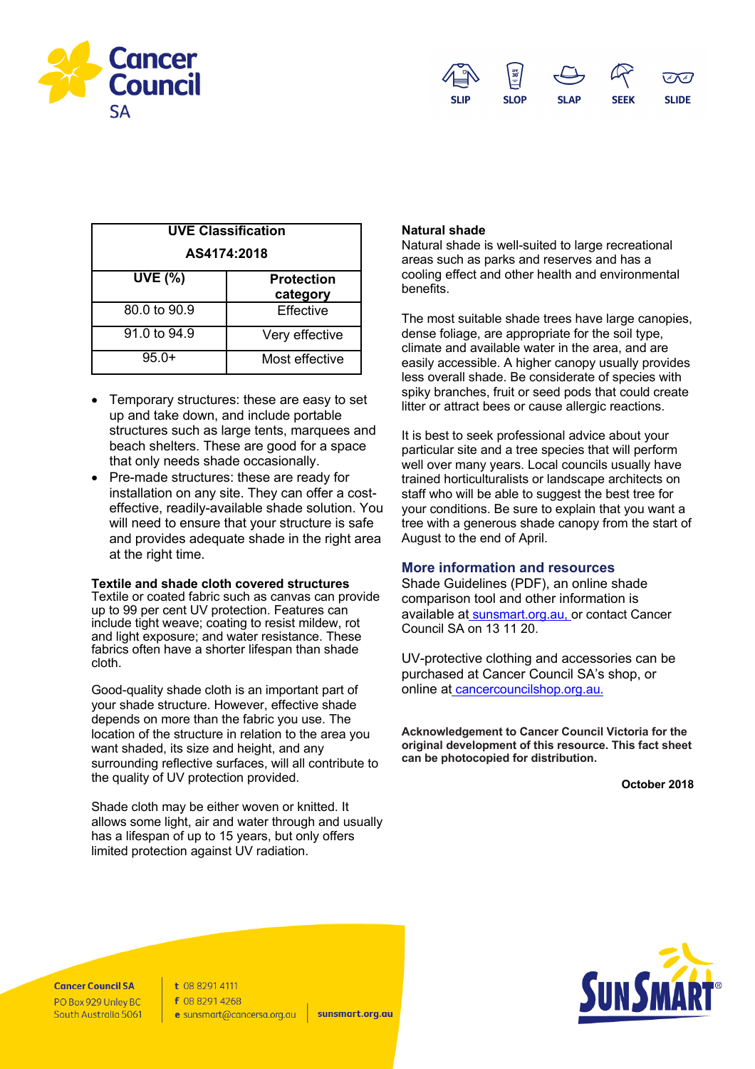| UVE Classification AS4174:2018 | |
| --- | --- |
| **UVE (%)** | **Protection category** |
| 80.0 to 90.9 | Effective |
| 91.0 to 94.9 | Very effective |
| 95.0+ | Most effective |

- Temporary structures: these are easy to set up and take down, and include portable structures such as large tents, marquees and beach shelters. These are good for a space that only needs shade occasionally.
- Pre-made structures: these are ready for installation on any site. They can offer a cost-effective, readily-available shade solution. You will need to ensure that your structure is safe and provides adequate shade in the right area at the right time.

**Textile and shade cloth covered structures**
Textile or coated fabric such as canvas can provide up to 99 per cent UV protection. Features can include tight weave; coating to resist mildew, rot and light exposure; and water resistance. These fabrics often have a shorter lifespan than shade cloth.

Good-quality shade cloth is an important part of your shade structure. However, effective shade depends on more than the fabric you use. The location of the structure in relation to the area you want shaded, its size and height, and any surrounding reflective surfaces, will all contribute to the quality of UV protection provided.

Shade cloth may be either woven or knitted. It allows some light, air and water through and usually has a lifespan of up to 15 years, but only offers limited protection against UV radiation.

**Natural shade**
Natural shade is well-suited to large recreational areas such as parks and reserves and has a cooling effect and other health and environmental benefits.

The most suitable shade trees have large canopies, dense foliage, are appropriate for the soil type, climate and available water in the area, and are easily accessible. A higher canopy usually provides less overall shade. Be considerate of species with spiky branches, fruit or seed pods that could create litter or attract bees or cause allergic reactions.

It is best to seek professional advice about your particular site and a tree species that will perform well over many years. Local councils usually have trained horticulturalists or landscape architects on staff who will be able to suggest the best tree for your conditions. Be sure to explain that you want a tree with a generous shade canopy from the start of August to the end of April.

## More information and resources

Shade Guidelines (PDF), an online shade comparison tool and other information is available at sunsmart.org.au, or contact Cancer Council SA on 13 11 20.

UV-protective clothing and accessories can be purchased at Cancer Council SA's shop, or online at cancercouncilshop.org.au.

**Acknowledgement to Cancer Council Victoria for the original development of this resource. This fact sheet can be photocopied for distribution.**

**October 2018**

**Cancer Council SA**
PO Box 929 Unley BC
South Australia 5061

t 08 8291 4111
f 08 8291 4268
e sunsmart@cancersa.org.au

**sunsmart.org.au**